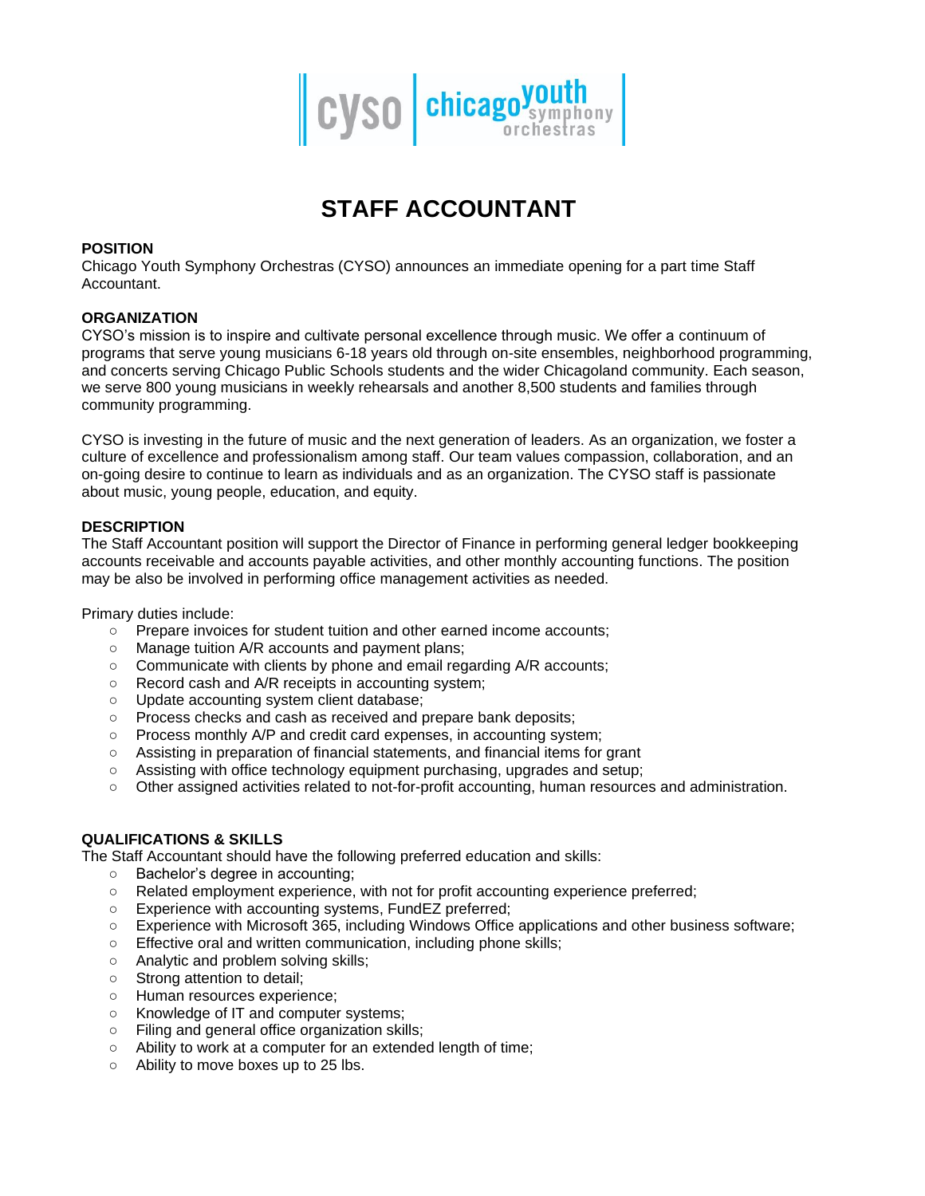cyso | chicago youth symphony orchestras

# STAFF ACCOUNTANT

### POSITION

Chicago Youth Symphony Orchestras (CYSO) announces an immediate opening for a part time Staff Accountant.

### ORGANIZATION

CYSO's mission is to inspire and cultivate personal excellence through music. We offer a continuum of programs that serve young musicians 6-18 years old through on-site ensembles, neighborhood programming, and concerts serving Chicago Public Schools students and the wider Chicagoland community. Each season, we serve 800 young musicians in weekly rehearsals and another 8,500 students and families through community programming.

CYSO is investing in the future of music and the next generation of leaders. As an organization, we foster a culture of excellence and professionalism among staff. Our team values compassion, collaboration, and an on-going desire to continue to learn as individuals and as an organization. The CYSO staff is passionate about music, young people, education, and equity.

### DESCRIPTION

The Staff Accountant position will support the Director of Finance in performing general ledger bookkeeping accounts receivable and accounts payable activities, and other monthly accounting functions. The position may be also be involved in performing office management activities as needed.

Primary duties include:

- Prepare invoices for student tuition and other earned income accounts;
- Manage tuition A/R accounts and payment plans;
- Communicate with clients by phone and email regarding A/R accounts;
- Record cash and A/R receipts in accounting system;
- Update accounting system client database;
- Process checks and cash as received and prepare bank deposits;
- Process monthly A/P and credit card expenses, in accounting system;
- Assisting in preparation of financial statements, and financial items for grant
- Assisting with office technology equipment purchasing, upgrades and setup;
- Other assigned activities related to not-for-profit accounting, human resources and administration.

### QUALIFICATIONS & SKILLS

The Staff Accountant should have the following preferred education and skills:

- Bachelor's degree in accounting;
- Related employment experience, with not for profit accounting experience preferred;
- Experience with accounting systems, FundEZ preferred;
- Experience with Microsoft 365, including Windows Office applications and other business software;
- Effective oral and written communication, including phone skills;
- Analytic and problem solving skills;
- Strong attention to detail;
- Human resources experience;
- Knowledge of IT and computer systems;
- Filing and general office organization skills;
- Ability to work at a computer for an extended length of time;
- Ability to move boxes up to 25 lbs.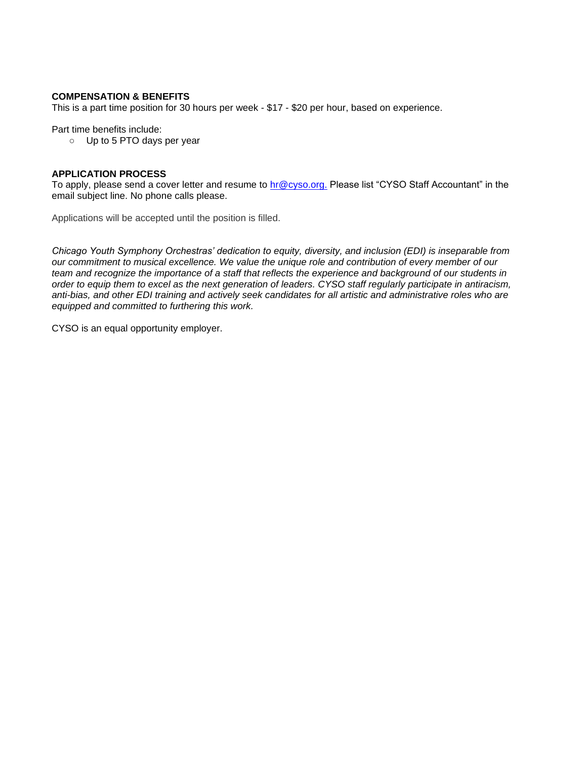**COMPENSATION & BENEFITS**
This is a part time position for 30 hours per week - $17 - $20 per hour, based on experience.

Part time benefits include:

- Up to 5 PTO days per year

**APPLICATION PROCESS**
To apply, please send a cover letter and resume to hr@cyso.org. Please list “CYSO Staff Accountant” in the email subject line. No phone calls please.

Applications will be accepted until the position is filled.

*Chicago Youth Symphony Orchestras’ dedication to equity, diversity, and inclusion (EDI) is inseparable from our commitment to musical excellence. We value the unique role and contribution of every member of our team and recognize the importance of a staff that reflects the experience and background of our students in order to equip them to excel as the next generation of leaders. CYSO staff regularly participate in antiracism, anti-bias, and other EDI training and actively seek candidates for all artistic and administrative roles who are equipped and committed to furthering this work.*

CYSO is an equal opportunity employer.